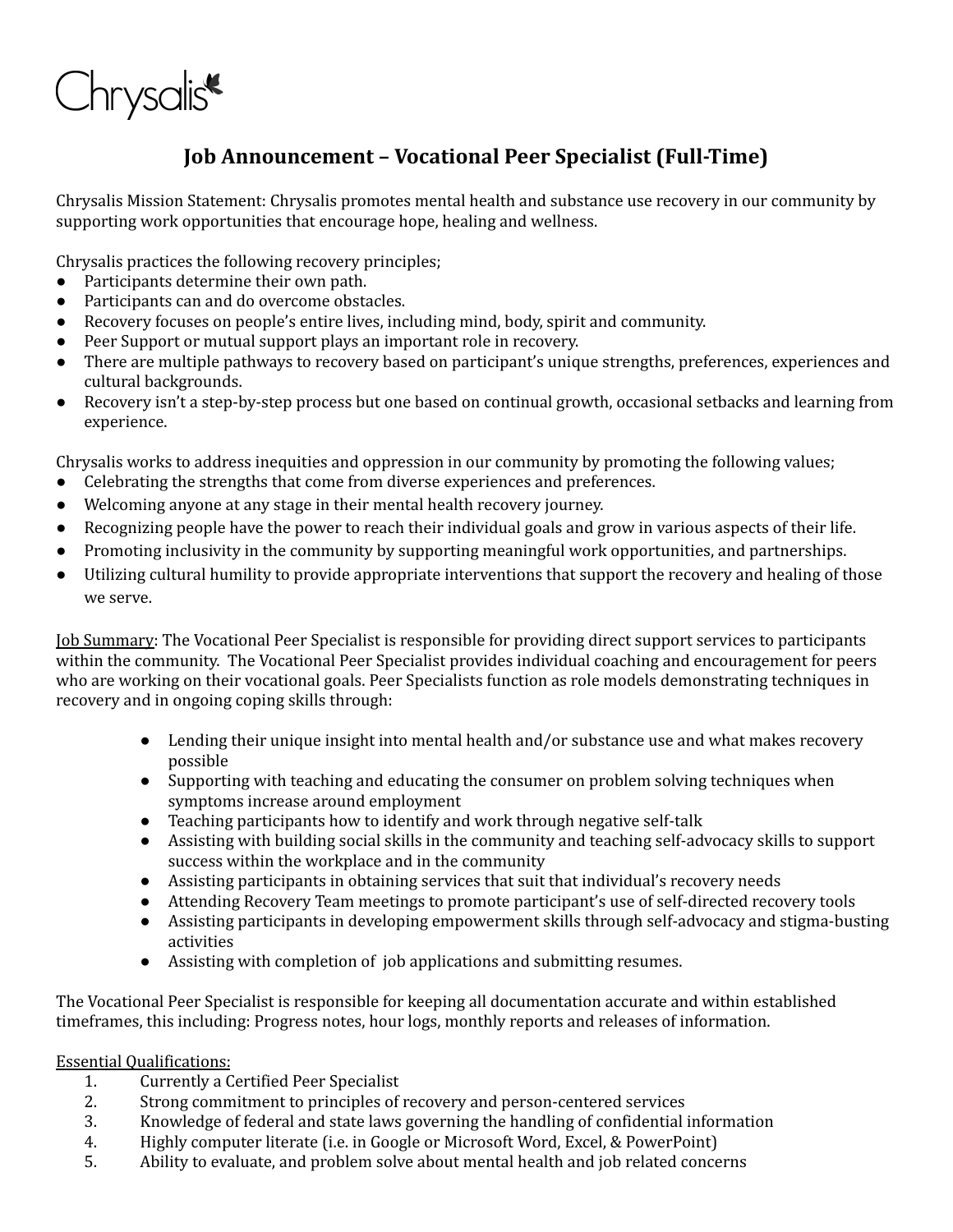Chrysalis

# Job Announcement – Vocational Peer Specialist (Full-Time)

Chrysalis Mission Statement: Chrysalis promotes mental health and substance use recovery in our community by supporting work opportunities that encourage hope, healing and wellness.

Chrysalis practices the following recovery principles;

- Participants determine their own path.
- Participants can and do overcome obstacles.
- Recovery focuses on people's entire lives, including mind, body, spirit and community.
- Peer Support or mutual support plays an important role in recovery.
- There are multiple pathways to recovery based on participant's unique strengths, preferences, experiences and cultural backgrounds.
- Recovery isn't a step-by-step process but one based on continual growth, occasional setbacks and learning from experience.

Chrysalis works to address inequities and oppression in our community by promoting the following values;

- Celebrating the strengths that come from diverse experiences and preferences.
- Welcoming anyone at any stage in their mental health recovery journey.
- Recognizing people have the power to reach their individual goals and grow in various aspects of their life.
- Promoting inclusivity in the community by supporting meaningful work opportunities, and partnerships.
- Utilizing cultural humility to provide appropriate interventions that support the recovery and healing of those we serve.

Job Summary: The Vocational Peer Specialist is responsible for providing direct support services to participants within the community. The Vocational Peer Specialist provides individual coaching and encouragement for peers who are working on their vocational goals. Peer Specialists function as role models demonstrating techniques in recovery and in ongoing coping skills through:

- Lending their unique insight into mental health and/or substance use and what makes recovery possible
- Supporting with teaching and educating the consumer on problem solving techniques when symptoms increase around employment
- Teaching participants how to identify and work through negative self-talk
- Assisting with building social skills in the community and teaching self-advocacy skills to support success within the workplace and in the community
- Assisting participants in obtaining services that suit that individual's recovery needs
- Attending Recovery Team meetings to promote participant's use of self-directed recovery tools
- Assisting participants in developing empowerment skills through self-advocacy and stigma-busting activities
- Assisting with completion of job applications and submitting resumes.

The Vocational Peer Specialist is responsible for keeping all documentation accurate and within established timeframes, this including: Progress notes, hour logs, monthly reports and releases of information.

Essential Qualifications:

1. Currently a Certified Peer Specialist
2. Strong commitment to principles of recovery and person-centered services
3. Knowledge of federal and state laws governing the handling of confidential information
4. Highly computer literate (i.e. in Google or Microsoft Word, Excel, & PowerPoint)
5. Ability to evaluate, and problem solve about mental health and job related concerns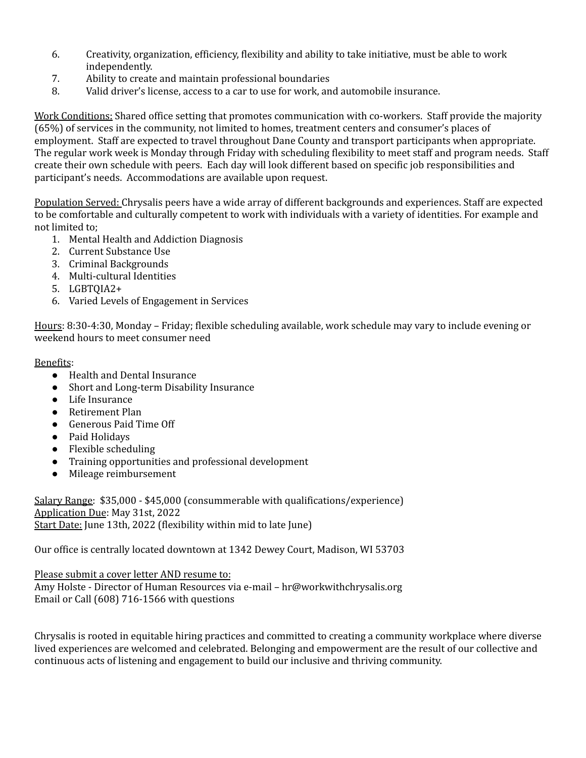6. Creativity, organization, efficiency, flexibility and ability to take initiative, must be able to work independently.
7. Ability to create and maintain professional boundaries
8. Valid driver's license, access to a car to use for work, and automobile insurance.

Work Conditions: Shared office setting that promotes communication with co-workers. Staff provide the majority (65%) of services in the community, not limited to homes, treatment centers and consumer's places of employment. Staff are expected to travel throughout Dane County and transport participants when appropriate. The regular work week is Monday through Friday with scheduling flexibility to meet staff and program needs. Staff create their own schedule with peers. Each day will look different based on specific job responsibilities and participant's needs. Accommodations are available upon request.

Population Served: Chrysalis peers have a wide array of different backgrounds and experiences. Staff are expected to be comfortable and culturally competent to work with individuals with a variety of identities. For example and not limited to;

1. Mental Health and Addiction Diagnosis
2. Current Substance Use
3. Criminal Backgrounds
4. Multi-cultural Identities
5. LGBTQIA2+
6. Varied Levels of Engagement in Services

Hours: 8:30-4:30, Monday – Friday; flexible scheduling available, work schedule may vary to include evening or weekend hours to meet consumer need

Benefits:

- Health and Dental Insurance
- Short and Long-term Disability Insurance
- Life Insurance
- Retirement Plan
- Generous Paid Time Off
- Paid Holidays
- Flexible scheduling
- Training opportunities and professional development
- Mileage reimbursement

Salary Range: $35,000 - $45,000 (consummerable with qualifications/experience)
Application Due: May 31st, 2022
Start Date: June 13th, 2022 (flexibility within mid to late June)

Our office is centrally located downtown at 1342 Dewey Court, Madison, WI 53703

Please submit a cover letter AND resume to:
Amy Holste - Director of Human Resources via e-mail – hr@workwithchrysalis.org
Email or Call (608) 716-1566 with questions

Chrysalis is rooted in equitable hiring practices and committed to creating a community workplace where diverse lived experiences are welcomed and celebrated. Belonging and empowerment are the result of our collective and continuous acts of listening and engagement to build our inclusive and thriving community.